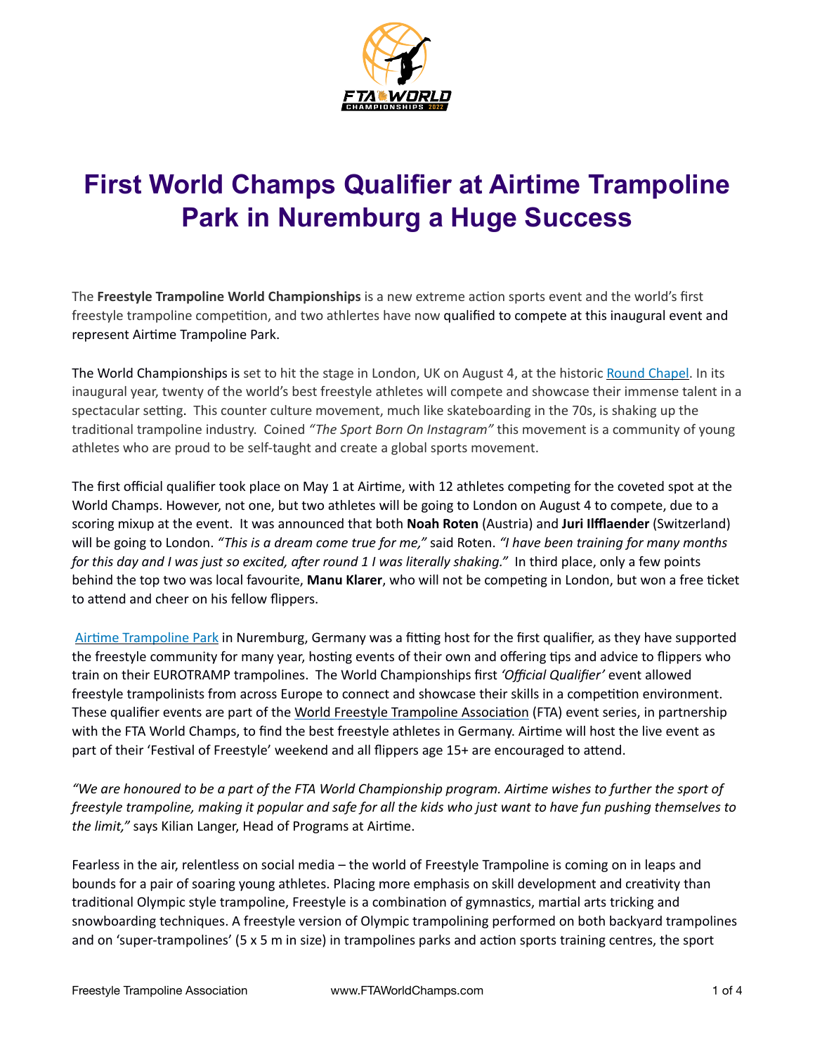# First World Champs Qualifier at Airtime Trampoline Park in Nuremburg a Huge Success

The **Freestyle Trampoline World Championships** is a new extreme action sports event and the world's first freestyle trampoline competition, and two athlertes have now qualified to compete at this inaugural event and represent Airtime Trampoline Park.

The World Championships is set to hit the stage in London, UK on August 4, at the historic Round Chapel. In its inaugural year, twenty of the world's best freestyle athletes will compete and showcase their immense talent in a spectacular setting. This counter culture movement, much like skateboarding in the 70s, is shaking up the traditional trampoline industry. Coined *"The Sport Born On Instagram"* this movement is a community of young athletes who are proud to be self-taught and create a global sports movement.

The first official qualifier took place on May 1 at Airtime, with 12 athletes competing for the coveted spot at the World Champs. However, not one, but two athletes will be going to London on August 4 to compete, due to a scoring mixup at the event. It was announced that both **Noah Roten** (Austria) and **Juri Ilfflaender** (Switzerland) will be going to London. *"This is a dream come true for me,"* said Roten. *"I have been training for many months for this day and I was just so excited, after round 1 I was literally shaking."* In third place, only a few points behind the top two was local favourite, **Manu Klarer**, who will not be competing in London, but won a free ticket to attend and cheer on his fellow flippers.

Airtime Trampoline Park in Nuremburg, Germany was a fitting host for the first qualifier, as they have supported the freestyle community for many year, hosting events of their own and offering tips and advice to flippers who train on their EUROTRAMP trampolines. The World Championships first *'Official Qualifier'* event allowed freestyle trampolinists from across Europe to connect and showcase their skills in a competition environment. These qualifier events are part of the World Freestyle Trampoline Association (FTA) event series, in partnership with the FTA World Champs, to find the best freestyle athletes in Germany. Airtime will host the live event as part of their 'Festival of Freestyle' weekend and all flippers age 15+ are encouraged to attend.

*"We are honoured to be a part of the FTA World Championship program. Airtime wishes to further the sport of freestyle trampoline, making it popular and safe for all the kids who just want to have fun pushing themselves to the limit,"* says Kilian Langer, Head of Programs at Airtime.

Fearless in the air, relentless on social media – the world of Freestyle Trampoline is coming on in leaps and bounds for a pair of soaring young athletes. Placing more emphasis on skill development and creativity than traditional Olympic style trampoline, Freestyle is a combination of gymnastics, martial arts tricking and snowboarding techniques. A freestyle version of Olympic trampolining performed on both backyard trampolines and on 'super-trampolines' (5 x 5 m in size) in trampolines parks and action sports training centres, the sport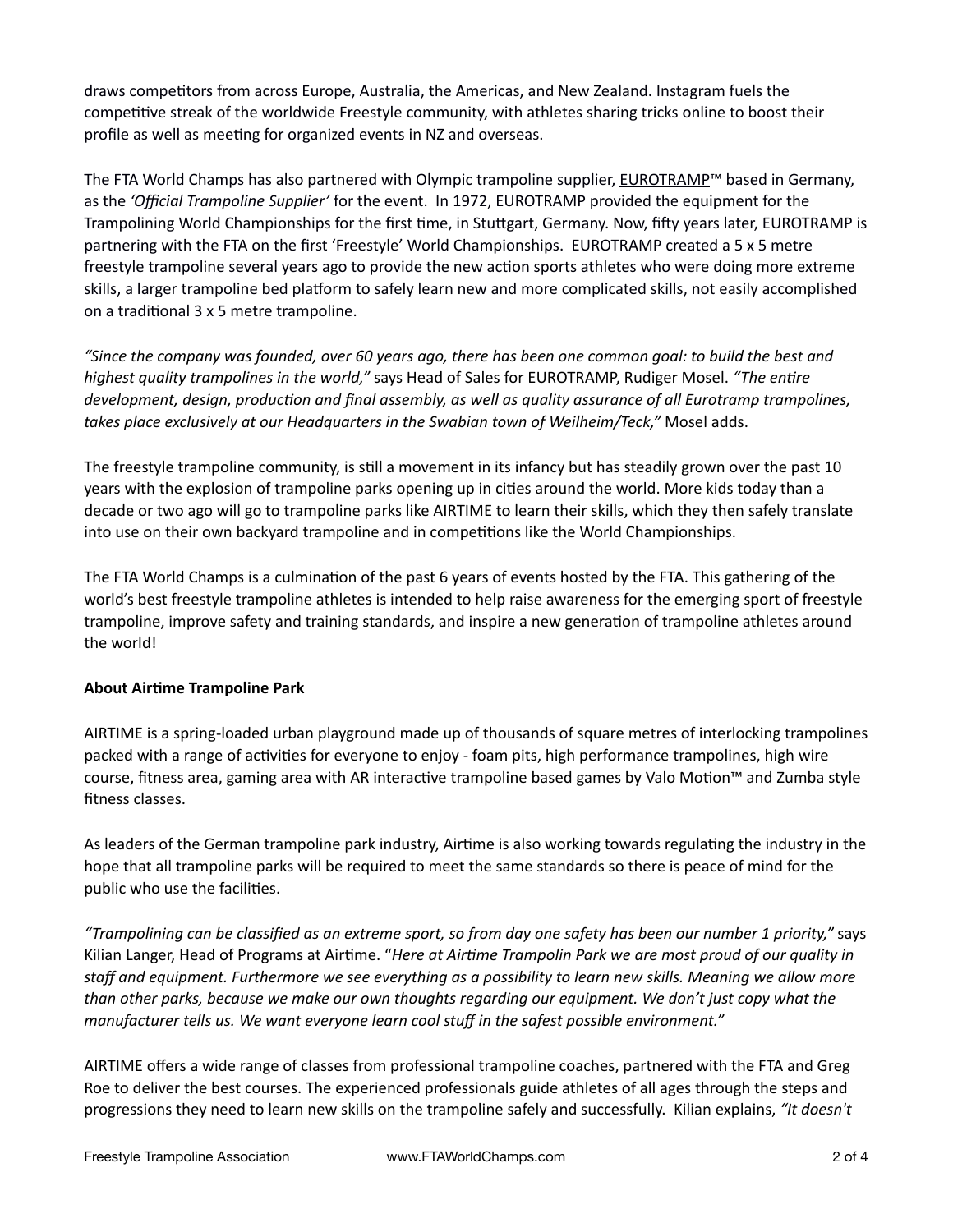draws competitors from across Europe, Australia, the Americas, and New Zealand. Instagram fuels the competitive streak of the worldwide Freestyle community, with athletes sharing tricks online to boost their profile as well as meeting for organized events in NZ and overseas.

The FTA World Champs has also partnered with Olympic trampoline supplier, EUROTRAMP™ based in Germany, as the *'Official Trampoline Supplier'* for the event. In 1972, EUROTRAMP provided the equipment for the Trampolining World Championships for the first time, in Stuttgart, Germany. Now, fifty years later, EUROTRAMP is partnering with the FTA on the first 'Freestyle' World Championships. EUROTRAMP created a 5 x 5 metre freestyle trampoline several years ago to provide the new action sports athletes who were doing more extreme skills, a larger trampoline bed platform to safely learn new and more complicated skills, not easily accomplished on a traditional 3 x 5 metre trampoline.

*"Since the company was founded, over 60 years ago, there has been one common goal: to build the best and highest quality trampolines in the world,"* says Head of Sales for EUROTRAMP, Rudiger Mosel. *"The entire development, design, production and final assembly, as well as quality assurance of all Eurotramp trampolines, takes place exclusively at our Headquarters in the Swabian town of Weilheim/Teck,"* Mosel adds.

The freestyle trampoline community, is still a movement in its infancy but has steadily grown over the past 10 years with the explosion of trampoline parks opening up in cities around the world. More kids today than a decade or two ago will go to trampoline parks like AIRTIME to learn their skills, which they then safely translate into use on their own backyard trampoline and in competitions like the World Championships.

The FTA World Champs is a culmination of the past 6 years of events hosted by the FTA. This gathering of the world's best freestyle trampoline athletes is intended to help raise awareness for the emerging sport of freestyle trampoline, improve safety and training standards, and inspire a new generation of trampoline athletes around the world!

**About Airtime Trampoline Park**

AIRTIME is a spring-loaded urban playground made up of thousands of square metres of interlocking trampolines packed with a range of activities for everyone to enjoy - foam pits, high performance trampolines, high wire course, fitness area, gaming area with AR interactive trampoline based games by Valo Motion™ and Zumba style fitness classes.

As leaders of the German trampoline park industry, Airtime is also working towards regulating the industry in the hope that all trampoline parks will be required to meet the same standards so there is peace of mind for the public who use the facilities.

*"Trampolining can be classified as an extreme sport, so from day one safety has been our number 1 priority,"* says Kilian Langer, Head of Programs at Airtime. "*Here at Airtime Trampolin Park we are most proud of our quality in staff and equipment. Furthermore we see everything as a possibility to learn new skills. Meaning we allow more than other parks, because we make our own thoughts regarding our equipment. We don't just copy what the manufacturer tells us. We want everyone learn cool stuff in the safest possible environment."*

AIRTIME offers a wide range of classes from professional trampoline coaches, partnered with the FTA and Greg Roe to deliver the best courses. The experienced professionals guide athletes of all ages through the steps and progressions they need to learn new skills on the trampoline safely and successfully. Kilian explains, *"It doesn't*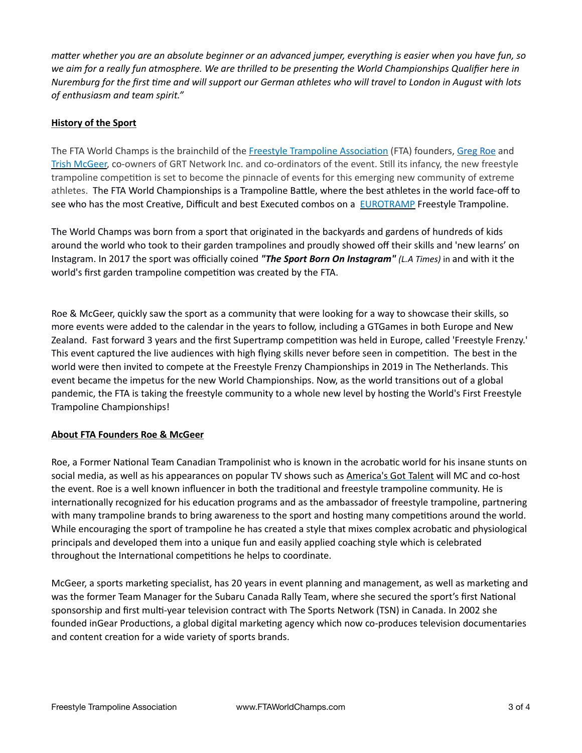*matter whether you are an absolute beginner or an advanced jumper, everything is easier when you have fun, so we aim for a really fun atmosphere. We are thrilled to be presenting the World Championships Qualifier here in Nuremburg for the first time and will support our German athletes who will travel to London in August with lots of enthusiasm and team spirit."*

**History of the Sport**

The FTA World Champs is the brainchild of the Freestyle Trampoline Association (FTA) founders, Greg Roe and Trish McGeer, co-owners of GRT Network Inc. and co-ordinators of the event. Still its infancy, the new freestyle trampoline competition is set to become the pinnacle of events for this emerging new community of extreme athletes. The FTA World Championships is a Trampoline Battle, where the best athletes in the world face-off to see who has the most Creative, Difficult and best Executed combos on a EUROTRAMP Freestyle Trampoline.

The World Champs was born from a sport that originated in the backyards and gardens of hundreds of kids around the world who took to their garden trampolines and proudly showed off their skills and 'new learns' on Instagram. In 2017 the sport was officially coined ***"The Sport Born On Instagram"*** *(L.A Times)* in and with it the world's first garden trampoline competition was created by the FTA.

Roe & McGeer, quickly saw the sport as a community that were looking for a way to showcase their skills, so more events were added to the calendar in the years to follow, including a GTGames in both Europe and New Zealand. Fast forward 3 years and the first Supertramp competition was held in Europe, called 'Freestyle Frenzy.' This event captured the live audiences with high flying skills never before seen in competition. The best in the world were then invited to compete at the Freestyle Frenzy Championships in 2019 in The Netherlands. This event became the impetus for the new World Championships. Now, as the world transitions out of a global pandemic, the FTA is taking the freestyle community to a whole new level by hosting the World's First Freestyle Trampoline Championships!

**About FTA Founders Roe & McGeer**

Roe, a Former National Team Canadian Trampolinist who is known in the acrobatic world for his insane stunts on social media, as well as his appearances on popular TV shows such as America's Got Talent will MC and co-host the event. Roe is a well known influencer in both the traditional and freestyle trampoline community. He is internationally recognized for his education programs and as the ambassador of freestyle trampoline, partnering with many trampoline brands to bring awareness to the sport and hosting many competitions around the world. While encouraging the sport of trampoline he has created a style that mixes complex acrobatic and physiological principals and developed them into a unique fun and easily applied coaching style which is celebrated throughout the International competitions he helps to coordinate.

McGeer, a sports marketing specialist, has 20 years in event planning and management, as well as marketing and was the former Team Manager for the Subaru Canada Rally Team, where she secured the sport's first National sponsorship and first multi-year television contract with The Sports Network (TSN) in Canada. In 2002 she founded inGear Productions, a global digital marketing agency which now co-produces television documentaries and content creation for a wide variety of sports brands.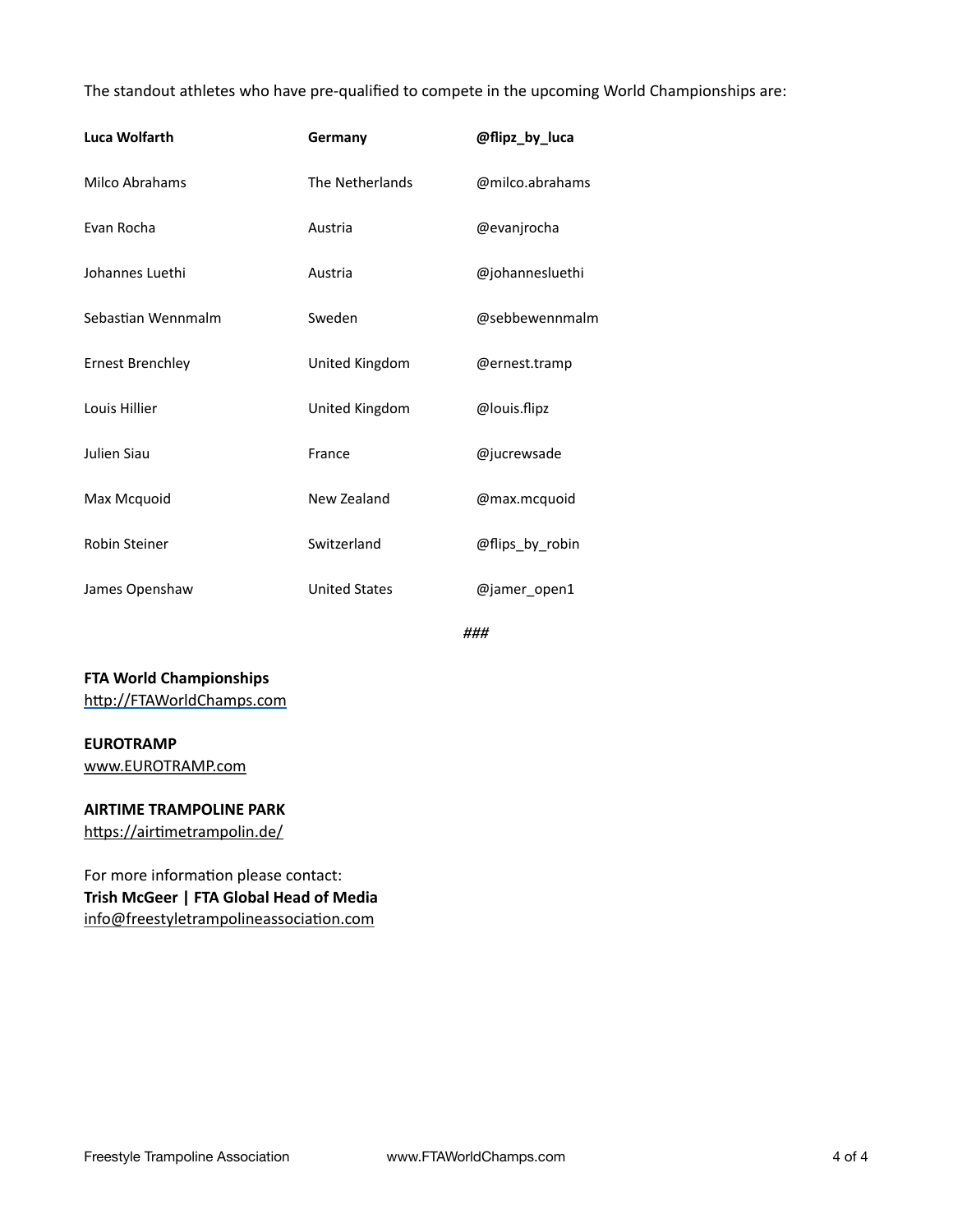The standout athletes who have pre-qualified to compete in the upcoming World Championships are:

| | | |
|---|---|---|
| **Luca Wolfarth** | **Germany** | **@flipz_by_luca** |
| Milco Abrahams | The Netherlands | @milco.abrahams |
| Evan Rocha | Austria | @evanjrocha |
| Johannes Luethi | Austria | @johannesluethi |
| Sebastian Wennmalm | Sweden | @sebbewennmalm |
| Ernest Brenchley | United Kingdom | @ernest.tramp |
| Louis Hillier | United Kingdom | @louis.flipz |
| Julien Siau | France | @jucrewsade |
| Max Mcquoid | New Zealand | @max.mcquoid |
| Robin Steiner | Switzerland | @flips_by_robin |
| James Openshaw | United States | @jamer_open1 |

*###*

**FTA World Championships**
http://FTAWorldChamps.com

**EUROTRAMP**
www.EUROTRAMP.com

**AIRTIME TRAMPOLINE PARK**
https://airtimetrampolin.de/

For more information please contact:
**Trish McGeer | FTA Global Head of Media**
info@freestyletrampolineassociation.com